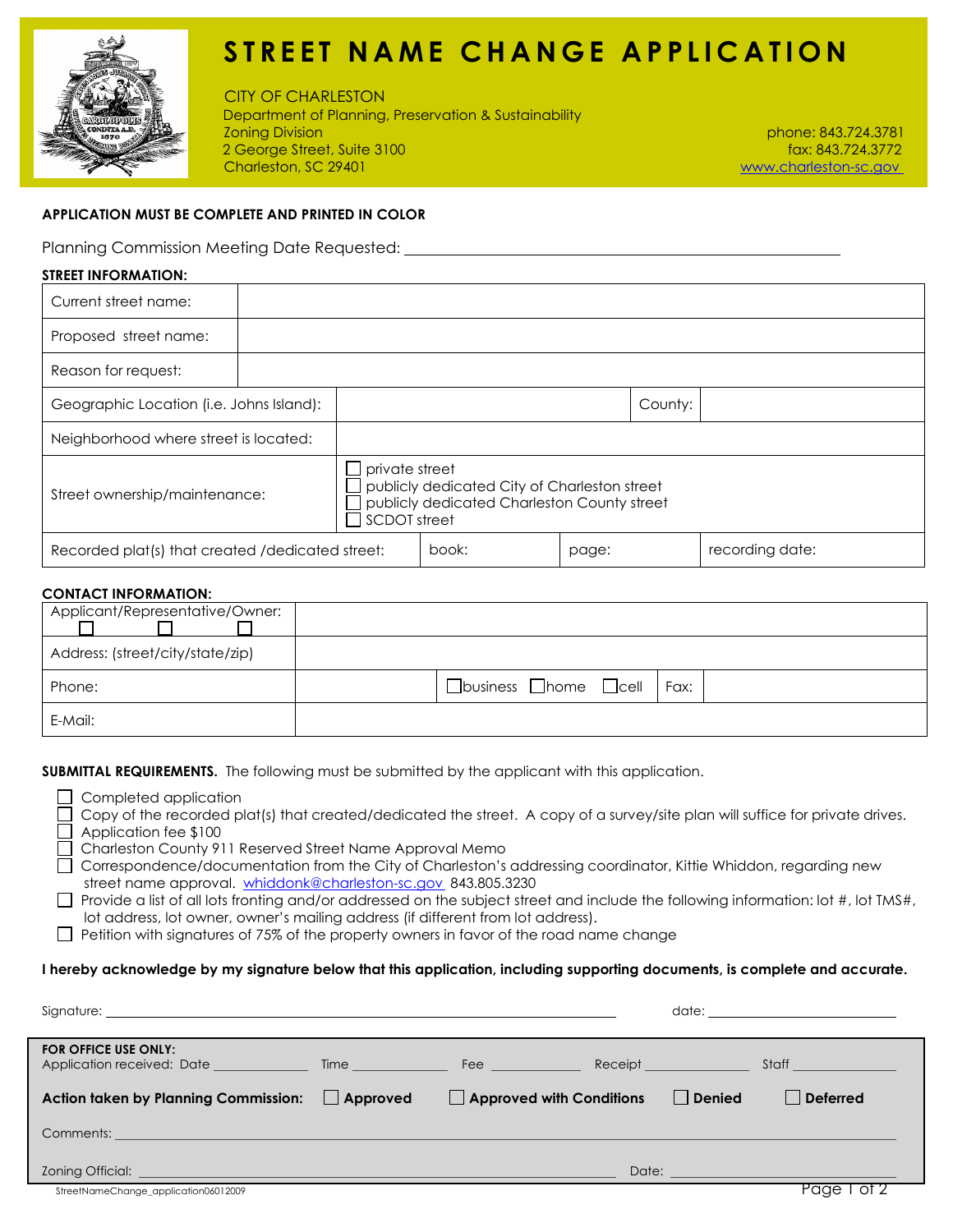# STREET NAME CHANGE APPLICATION

CITY OF CHARLESTON
Department of Planning, Preservation & Sustainability
Zoning Division
2 George Street, Suite 3100
Charleston, SC 29401

phone: 843.724.3781
fax: 843.724.3772
www.charleston-sc.gov

**APPLICATION MUST BE COMPLETE AND PRINTED IN COLOR**

Planning Commission Meeting Date Requested: ______________________

**STREET INFORMATION:**

| Current street name: | | | | |
|---|---|---|---|---|
| Proposed street name: | | | | |
| Reason for request: | | | | |
| Geographic Location (i.e. Johns Island): | | | County: | |
| Neighborhood where street is located: | | | | |
| Street ownership/maintenance: | ☐ private street<br>☐ publicly dedicated City of Charleston street<br>☐ publicly dedicated Charleston County street<br>☐ SCDOT street | | | |
| Recorded plat(s) that created /dedicated street: | book: | page: | recording date: | |

**CONTACT INFORMATION:**

| Applicant/Representative/Owner: ☐ ☐ ☐ | | | |
|---|---|---|---|
| Address: (street/city/state/zip) | | | |
| Phone: | ☐business ☐home ☐cell | Fax: | |
| E-Mail: | | | |

**SUBMITTAL REQUIREMENTS.** The following must be submitted by the applicant with this application.

- ☐ Completed application
- ☐ Copy of the recorded plat(s) that created/dedicated the street. A copy of a survey/site plan will suffice for private drives.
- ☐ Application fee $100
- ☐ Charleston County 911 Reserved Street Name Approval Memo
- ☐ Correspondence/documentation from the City of Charleston's addressing coordinator, Kittie Whiddon, regarding new street name approval. whiddonk@charleston-sc.gov 843.805.3230
- ☐ Provide a list of all lots fronting and/or addressed on the subject street and include the following information: lot #, lot TMS#, lot address, lot owner, owner's mailing address (if different from lot address).
- ☐ Petition with signatures of 75% of the property owners in favor of the road name change

**I hereby acknowledge by my signature below that this application, including supporting documents, is complete and accurate.**

Signature: ______________________ date: ______________

**FOR OFFICE USE ONLY:**
Application received: Date ________ Time ________ Fee ________ Receipt ________ Staff ________

**Action taken by Planning Commission:** ☐ **Approved** ☐ **Approved with Conditions** ☐ **Denied** ☐ **Deferred**

Comments: ______________________

Zoning Official: ______________________ Date: ______________

StreetNameChange_application06012009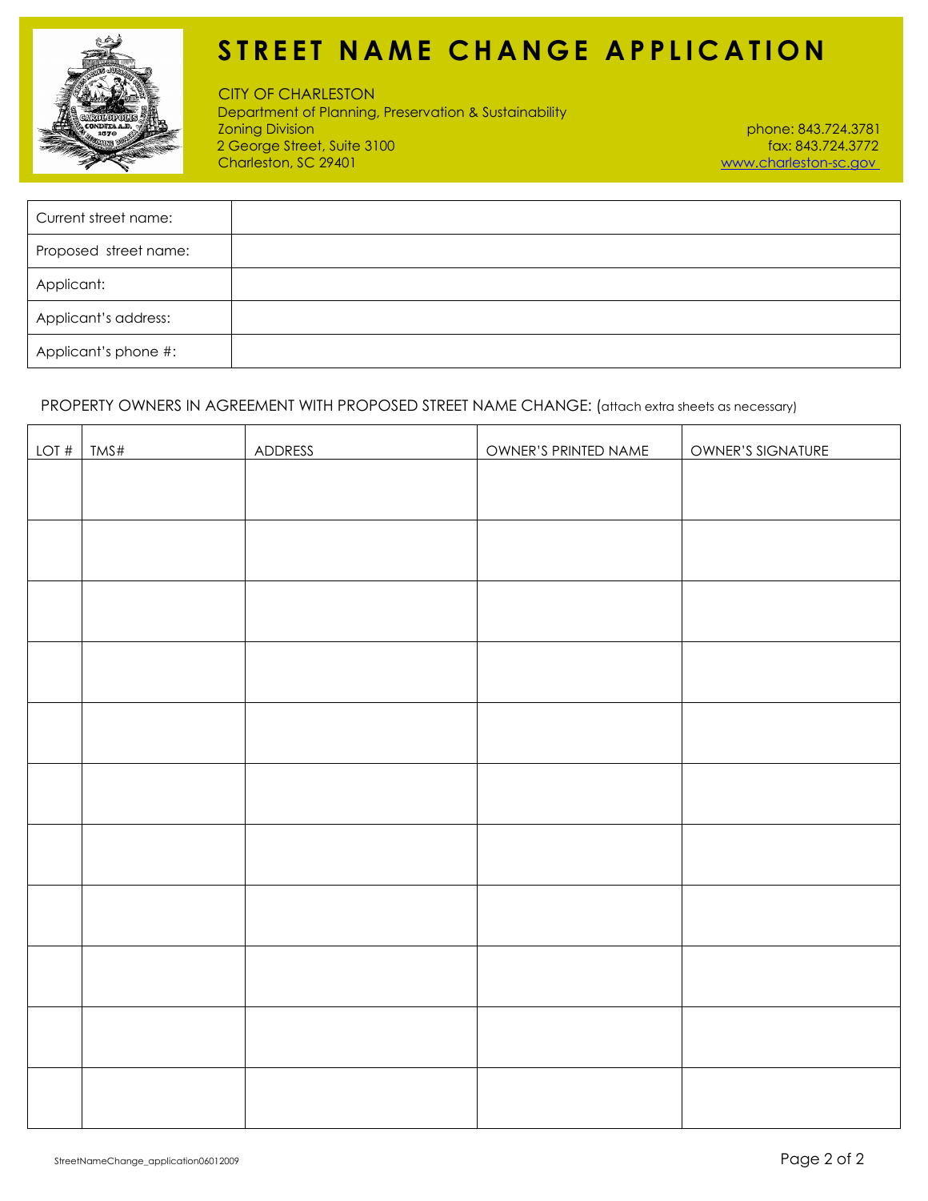# STREET NAME CHANGE APPLICATION

CITY OF CHARLESTON
Department of Planning, Preservation & Sustainability
Zoning Division
2 George Street, Suite 3100
Charleston, SC 29401

phone: 843.724.3781
fax: 843.724.3772
www.charleston-sc.gov

| | |
|---|---|
| Current street name: | |
| Proposed street name: | |
| Applicant: | |
| Applicant's address: | |
| Applicant's phone #: | |

PROPERTY OWNERS IN AGREEMENT WITH PROPOSED STREET NAME CHANGE: (attach extra sheets as necessary)

| LOT # | TMS# | ADDRESS | OWNER'S PRINTED NAME | OWNER'S SIGNATURE |
|---|---|---|---|---|
| | | | | |
| | | | | |
| | | | | |
| | | | | |
| | | | | |
| | | | | |
| | | | | |
| | | | | |
| | | | | |
| | | | | |
| | | | | |

StreetNameChange_application06012009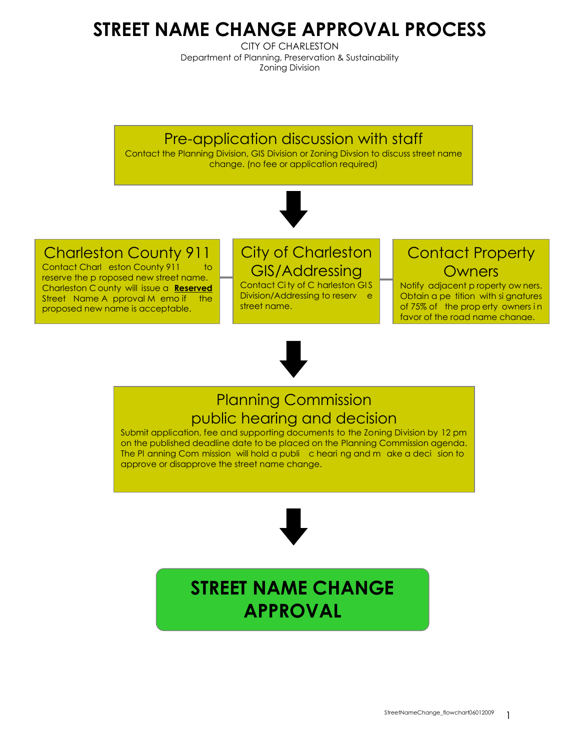# STREET NAME CHANGE APPROVAL PROCESS

CITY OF CHARLESTON
Department of Planning, Preservation & Sustainability
Zoning Division

## Pre-application discussion with staff

Contact the Planning Division, GIS Division or Zoning Divsion to discuss street name change. (no fee or application required)

## Charleston County 911

Contact Charleston County 911 to reserve the proposed new street name. Charleston County will issue a **Reserved** Street Name Approval Memo if the proposed new name is acceptable.

## City of Charleston GIS/Addressing

Contact City of Charleston GIS Division/Addressing to reserve street name.

## Contact Property Owners

Notify adjacent property owners. Obtain a petition with signatures of 75% of the property owners in favor of the road name change.

## Planning Commission public hearing and decision

Submit application, fee and supporting documents to the Zoning Division by 12 pm on the published deadline date to be placed on the Planning Commission agenda. The Planning Commission will hold a public hearing and make a decision to approve or disapprove the street name change.

## STREET NAME CHANGE APPROVAL

StreetNameChange_flowchart06012009